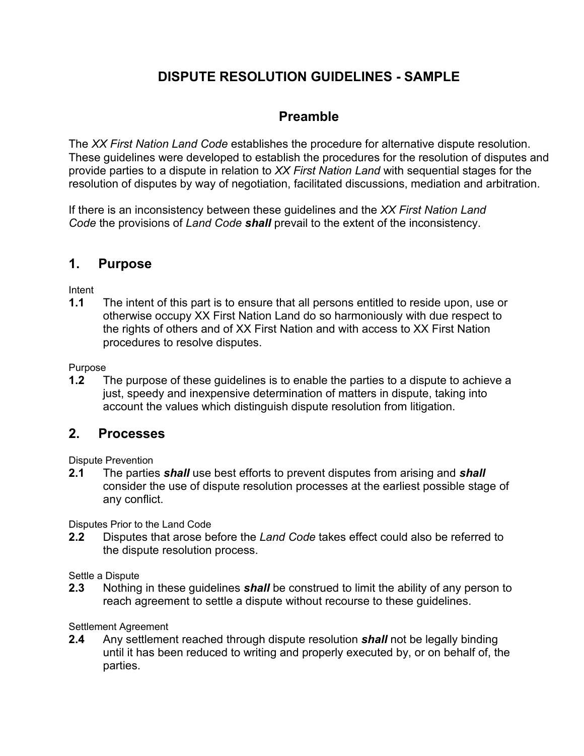# DISPUTE RESOLUTION GUIDELINES - SAMPLE

## Preamble

The *XX First Nation Land Code* establishes the procedure for alternative dispute resolution. These guidelines were developed to establish the procedures for the resolution of disputes and provide parties to a dispute in relation to *XX First Nation Land* with sequential stages for the resolution of disputes by way of negotiation, facilitated discussions, mediation and arbitration.

If there is an inconsistency between these guidelines and the *XX First Nation Land Code* the provisions of *Land Code* ***shall*** prevail to the extent of the inconsistency.

## 1. Purpose

Intent

**1.1** The intent of this part is to ensure that all persons entitled to reside upon, use or otherwise occupy XX First Nation Land do so harmoniously with due respect to the rights of others and of XX First Nation and with access to XX First Nation procedures to resolve disputes.

Purpose

**1.2** The purpose of these guidelines is to enable the parties to a dispute to achieve a just, speedy and inexpensive determination of matters in dispute, taking into account the values which distinguish dispute resolution from litigation.

## 2. Processes

Dispute Prevention

**2.1** The parties ***shall*** use best efforts to prevent disputes from arising and ***shall*** consider the use of dispute resolution processes at the earliest possible stage of any conflict.

Disputes Prior to the Land Code

**2.2** Disputes that arose before the *Land Code* takes effect could also be referred to the dispute resolution process.

Settle a Dispute

**2.3** Nothing in these guidelines ***shall*** be construed to limit the ability of any person to reach agreement to settle a dispute without recourse to these guidelines.

Settlement Agreement

**2.4** Any settlement reached through dispute resolution ***shall*** not be legally binding until it has been reduced to writing and properly executed by, or on behalf of, the parties.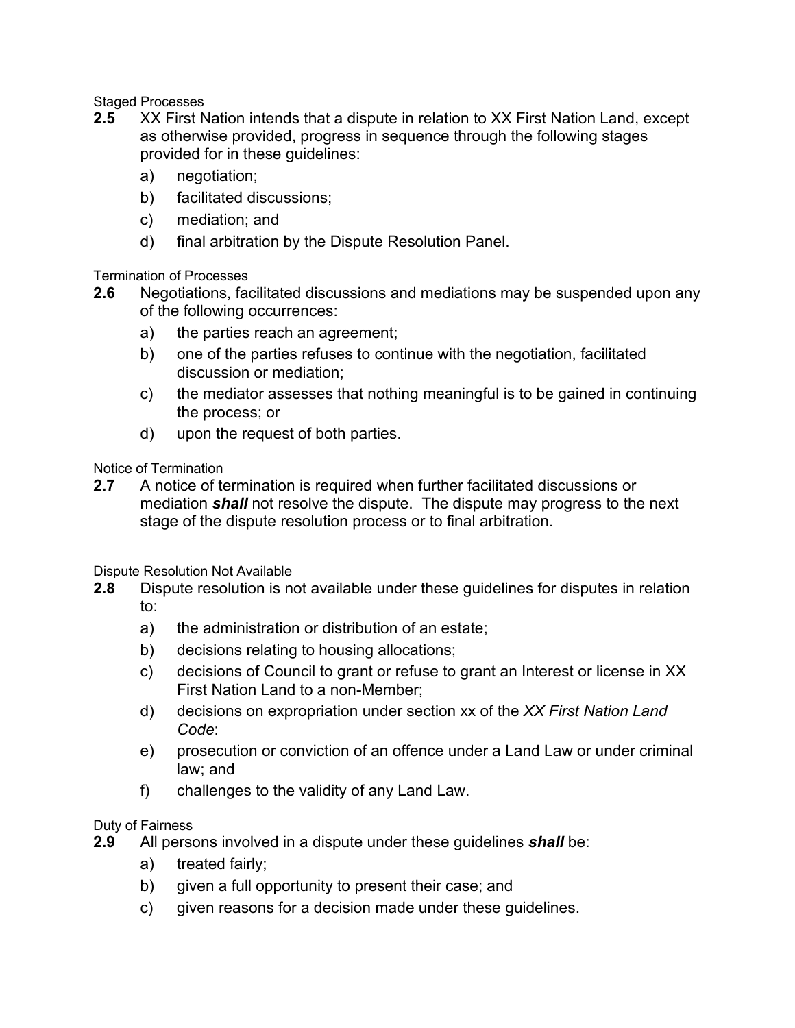Staged Processes

**2.5** XX First Nation intends that a dispute in relation to XX First Nation Land, except as otherwise provided, progress in sequence through the following stages provided for in these guidelines:

a) negotiation;

b) facilitated discussions;

c) mediation; and

d) final arbitration by the Dispute Resolution Panel.

Termination of Processes

**2.6** Negotiations, facilitated discussions and mediations may be suspended upon any of the following occurrences:

a) the parties reach an agreement;

b) one of the parties refuses to continue with the negotiation, facilitated discussion or mediation;

c) the mediator assesses that nothing meaningful is to be gained in continuing the process; or

d) upon the request of both parties.

Notice of Termination

**2.7** A notice of termination is required when further facilitated discussions or mediation ***shall*** not resolve the dispute. The dispute may progress to the next stage of the dispute resolution process or to final arbitration.

Dispute Resolution Not Available

**2.8** Dispute resolution is not available under these guidelines for disputes in relation to:

a) the administration or distribution of an estate;

b) decisions relating to housing allocations;

c) decisions of Council to grant or refuse to grant an Interest or license in XX First Nation Land to a non-Member;

d) decisions on expropriation under section xx of the *XX First Nation Land Code*:

e) prosecution or conviction of an offence under a Land Law or under criminal law; and

f) challenges to the validity of any Land Law.

Duty of Fairness

**2.9** All persons involved in a dispute under these guidelines ***shall*** be:

a) treated fairly;

b) given a full opportunity to present their case; and

c) given reasons for a decision made under these guidelines.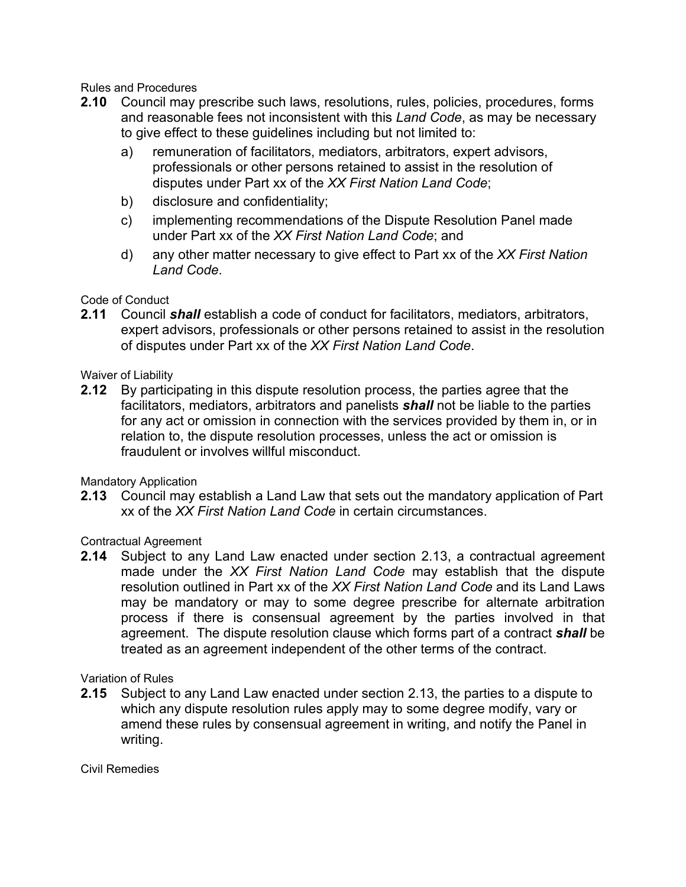Rules and Procedures

**2.10** Council may prescribe such laws, resolutions, rules, policies, procedures, forms and reasonable fees not inconsistent with this *Land Code*, as may be necessary to give effect to these guidelines including but not limited to:

a) remuneration of facilitators, mediators, arbitrators, expert advisors, professionals or other persons retained to assist in the resolution of disputes under Part xx of the *XX First Nation Land Code*;

b) disclosure and confidentiality;

c) implementing recommendations of the Dispute Resolution Panel made under Part xx of the *XX First Nation Land Code*; and

d) any other matter necessary to give effect to Part xx of the *XX First Nation Land Code*.

Code of Conduct

**2.11** Council ***shall*** establish a code of conduct for facilitators, mediators, arbitrators, expert advisors, professionals or other persons retained to assist in the resolution of disputes under Part xx of the *XX First Nation Land Code*.

Waiver of Liability

**2.12** By participating in this dispute resolution process, the parties agree that the facilitators, mediators, arbitrators and panelists ***shall*** not be liable to the parties for any act or omission in connection with the services provided by them in, or in relation to, the dispute resolution processes, unless the act or omission is fraudulent or involves willful misconduct.

Mandatory Application

**2.13** Council may establish a Land Law that sets out the mandatory application of Part xx of the *XX First Nation Land Code* in certain circumstances.

Contractual Agreement

**2.14** Subject to any Land Law enacted under section 2.13, a contractual agreement made under the *XX First Nation Land Code* may establish that the dispute resolution outlined in Part xx of the *XX First Nation Land Code* and its Land Laws may be mandatory or may to some degree prescribe for alternate arbitration process if there is consensual agreement by the parties involved in that agreement. The dispute resolution clause which forms part of a contract ***shall*** be treated as an agreement independent of the other terms of the contract.

Variation of Rules

**2.15** Subject to any Land Law enacted under section 2.13, the parties to a dispute to which any dispute resolution rules apply may to some degree modify, vary or amend these rules by consensual agreement in writing, and notify the Panel in writing.

Civil Remedies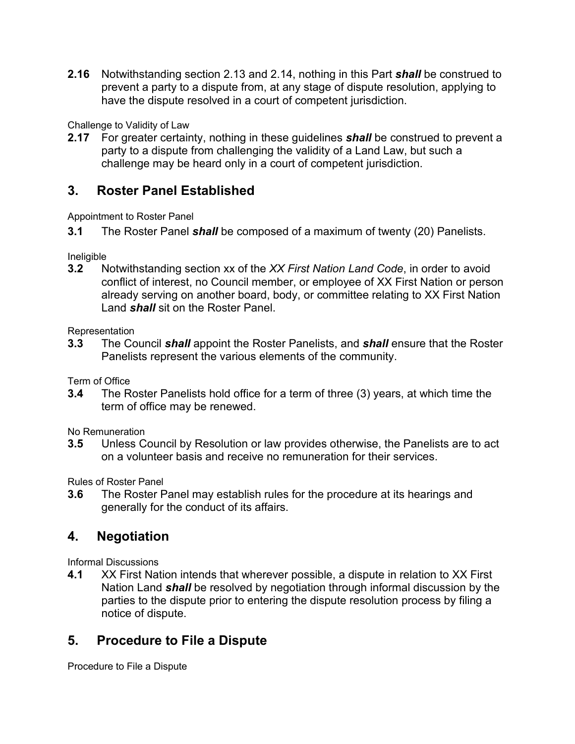**2.16** Notwithstanding section 2.13 and 2.14, nothing in this Part ***shall*** be construed to prevent a party to a dispute from, at any stage of dispute resolution, applying to have the dispute resolved in a court of competent jurisdiction.

Challenge to Validity of Law

**2.17** For greater certainty, nothing in these guidelines ***shall*** be construed to prevent a party to a dispute from challenging the validity of a Land Law, but such a challenge may be heard only in a court of competent jurisdiction.

## 3. Roster Panel Established

Appointment to Roster Panel

**3.1** The Roster Panel ***shall*** be composed of a maximum of twenty (20) Panelists.

Ineligible

**3.2** Notwithstanding section xx of the *XX First Nation Land Code*, in order to avoid conflict of interest, no Council member, or employee of XX First Nation or person already serving on another board, body, or committee relating to XX First Nation Land ***shall*** sit on the Roster Panel.

Representation

**3.3** The Council ***shall*** appoint the Roster Panelists, and ***shall*** ensure that the Roster Panelists represent the various elements of the community.

Term of Office

**3.4** The Roster Panelists hold office for a term of three (3) years, at which time the term of office may be renewed.

No Remuneration

**3.5** Unless Council by Resolution or law provides otherwise, the Panelists are to act on a volunteer basis and receive no remuneration for their services.

Rules of Roster Panel

**3.6** The Roster Panel may establish rules for the procedure at its hearings and generally for the conduct of its affairs.

## 4. Negotiation

Informal Discussions

**4.1** XX First Nation intends that wherever possible, a dispute in relation to XX First Nation Land ***shall*** be resolved by negotiation through informal discussion by the parties to the dispute prior to entering the dispute resolution process by filing a notice of dispute.

## 5. Procedure to File a Dispute

Procedure to File a Dispute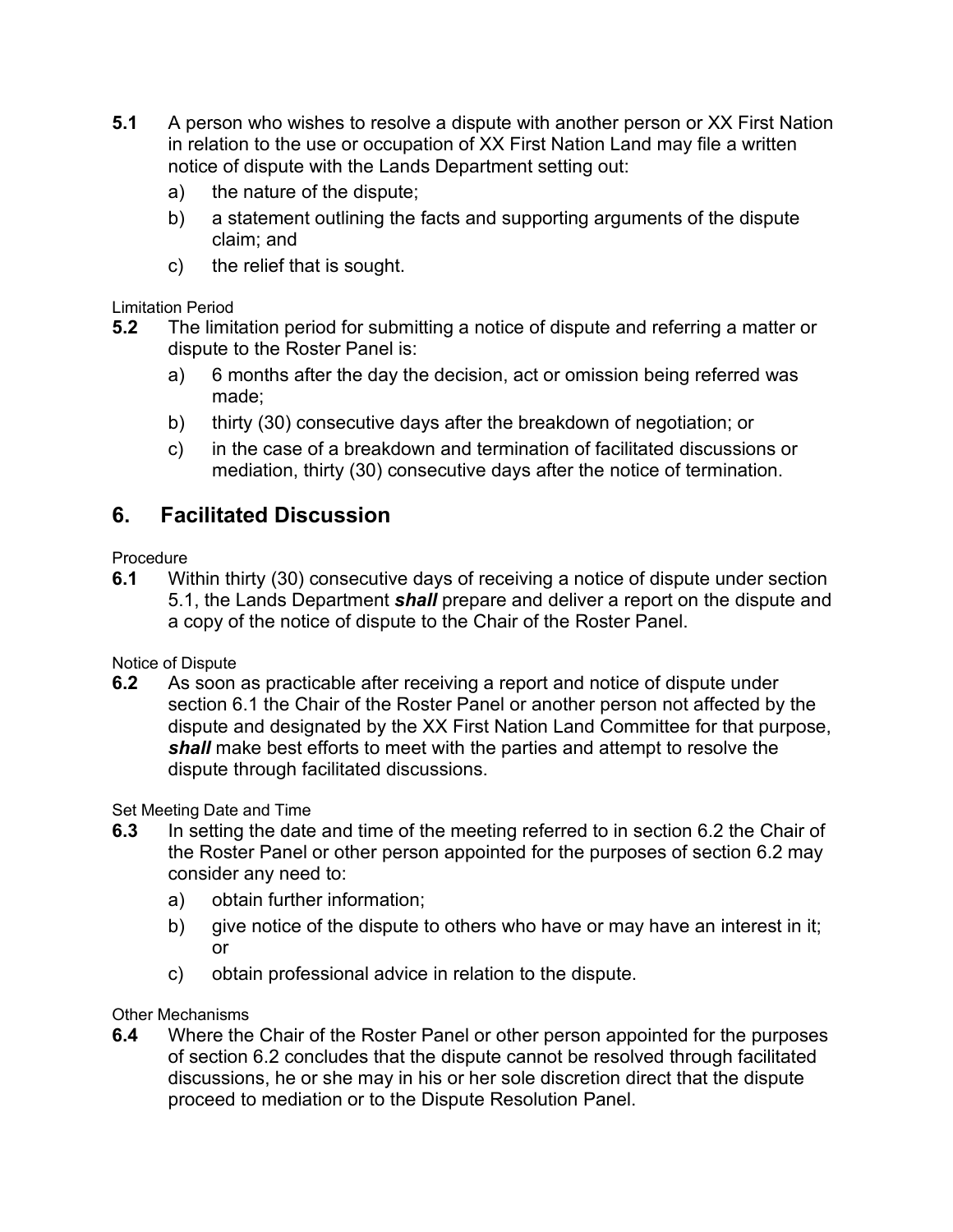**5.1** A person who wishes to resolve a dispute with another person or XX First Nation in relation to the use or occupation of XX First Nation Land may file a written notice of dispute with the Lands Department setting out:

a) the nature of the dispute;

b) a statement outlining the facts and supporting arguments of the dispute claim; and

c) the relief that is sought.

Limitation Period

**5.2** The limitation period for submitting a notice of dispute and referring a matter or dispute to the Roster Panel is:

a) 6 months after the day the decision, act or omission being referred was made;

b) thirty (30) consecutive days after the breakdown of negotiation; or

c) in the case of a breakdown and termination of facilitated discussions or mediation, thirty (30) consecutive days after the notice of termination.

## 6. Facilitated Discussion

Procedure

**6.1** Within thirty (30) consecutive days of receiving a notice of dispute under section 5.1, the Lands Department ***shall*** prepare and deliver a report on the dispute and a copy of the notice of dispute to the Chair of the Roster Panel.

Notice of Dispute

**6.2** As soon as practicable after receiving a report and notice of dispute under section 6.1 the Chair of the Roster Panel or another person not affected by the dispute and designated by the XX First Nation Land Committee for that purpose, ***shall*** make best efforts to meet with the parties and attempt to resolve the dispute through facilitated discussions.

Set Meeting Date and Time

**6.3** In setting the date and time of the meeting referred to in section 6.2 the Chair of the Roster Panel or other person appointed for the purposes of section 6.2 may consider any need to:

a) obtain further information;

b) give notice of the dispute to others who have or may have an interest in it; or

c) obtain professional advice in relation to the dispute.

Other Mechanisms

**6.4** Where the Chair of the Roster Panel or other person appointed for the purposes of section 6.2 concludes that the dispute cannot be resolved through facilitated discussions, he or she may in his or her sole discretion direct that the dispute proceed to mediation or to the Dispute Resolution Panel.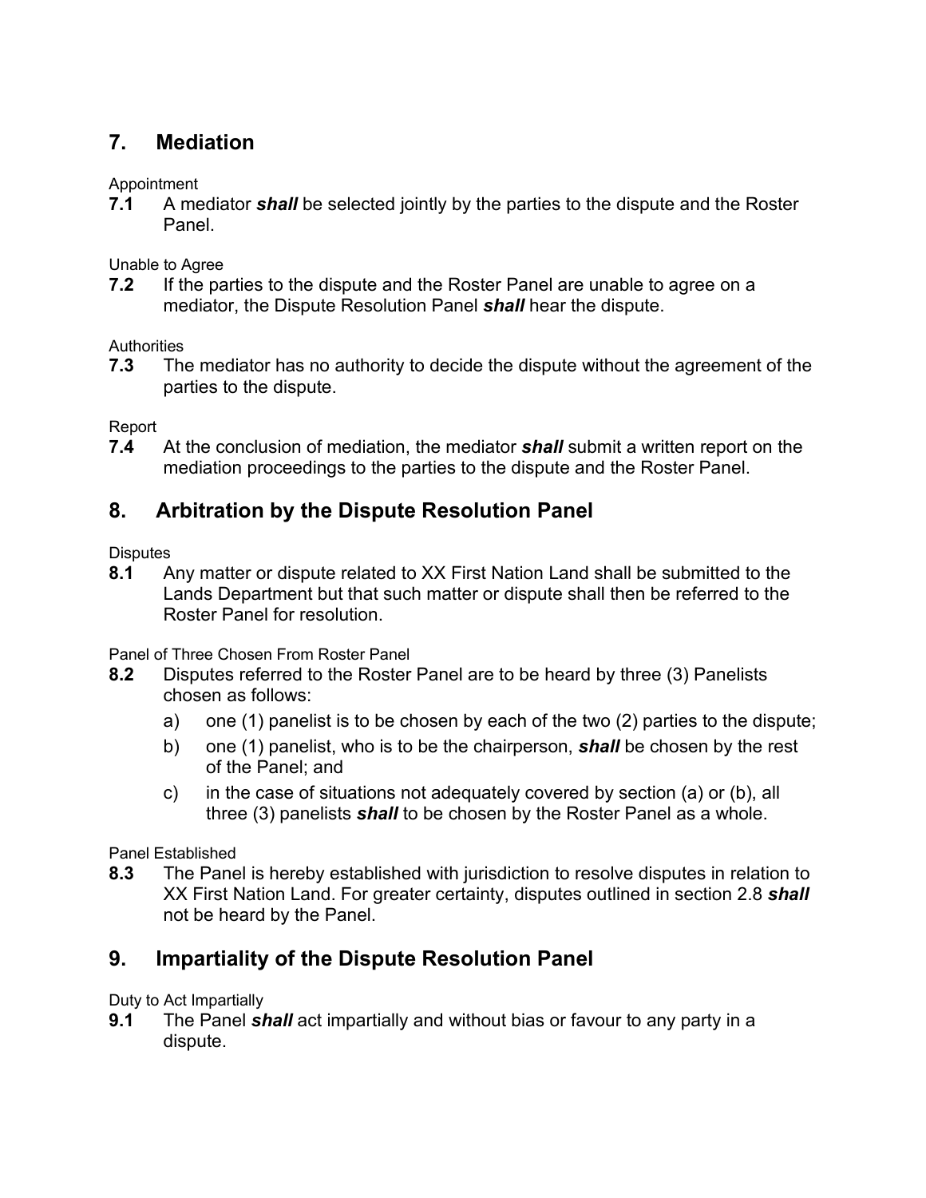## 7. Mediation

Appointment

**7.1** A mediator ***shall*** be selected jointly by the parties to the dispute and the Roster Panel.

Unable to Agree

**7.2** If the parties to the dispute and the Roster Panel are unable to agree on a mediator, the Dispute Resolution Panel ***shall*** hear the dispute.

Authorities

**7.3** The mediator has no authority to decide the dispute without the agreement of the parties to the dispute.

Report

**7.4** At the conclusion of mediation, the mediator ***shall*** submit a written report on the mediation proceedings to the parties to the dispute and the Roster Panel.

## 8. Arbitration by the Dispute Resolution Panel

Disputes

**8.1** Any matter or dispute related to XX First Nation Land shall be submitted to the Lands Department but that such matter or dispute shall then be referred to the Roster Panel for resolution.

Panel of Three Chosen From Roster Panel

**8.2** Disputes referred to the Roster Panel are to be heard by three (3) Panelists chosen as follows:

a) one (1) panelist is to be chosen by each of the two (2) parties to the dispute;

b) one (1) panelist, who is to be the chairperson, ***shall*** be chosen by the rest of the Panel; and

c) in the case of situations not adequately covered by section (a) or (b), all three (3) panelists ***shall*** to be chosen by the Roster Panel as a whole.

Panel Established

**8.3** The Panel is hereby established with jurisdiction to resolve disputes in relation to XX First Nation Land. For greater certainty, disputes outlined in section 2.8 ***shall*** not be heard by the Panel.

## 9. Impartiality of the Dispute Resolution Panel

Duty to Act Impartially

**9.1** The Panel ***shall*** act impartially and without bias or favour to any party in a dispute.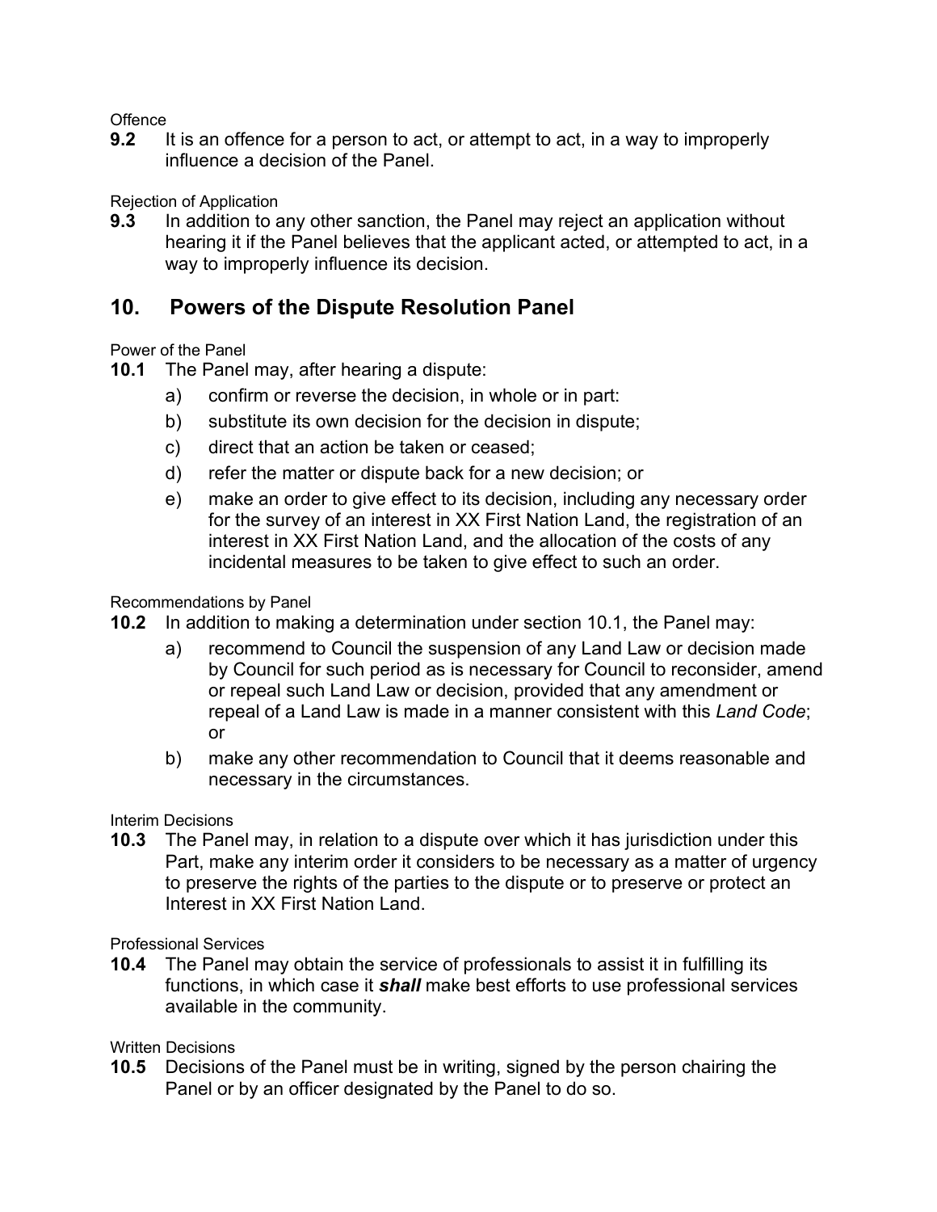Offence

**9.2** It is an offence for a person to act, or attempt to act, in a way to improperly influence a decision of the Panel.

Rejection of Application

**9.3** In addition to any other sanction, the Panel may reject an application without hearing it if the Panel believes that the applicant acted, or attempted to act, in a way to improperly influence its decision.

## 10. Powers of the Dispute Resolution Panel

Power of the Panel

**10.1** The Panel may, after hearing a dispute:

a) confirm or reverse the decision, in whole or in part:

b) substitute its own decision for the decision in dispute;

c) direct that an action be taken or ceased;

d) refer the matter or dispute back for a new decision; or

e) make an order to give effect to its decision, including any necessary order for the survey of an interest in XX First Nation Land, the registration of an interest in XX First Nation Land, and the allocation of the costs of any incidental measures to be taken to give effect to such an order.

Recommendations by Panel

**10.2** In addition to making a determination under section 10.1, the Panel may:

a) recommend to Council the suspension of any Land Law or decision made by Council for such period as is necessary for Council to reconsider, amend or repeal such Land Law or decision, provided that any amendment or repeal of a Land Law is made in a manner consistent with this *Land Code*; or

b) make any other recommendation to Council that it deems reasonable and necessary in the circumstances.

Interim Decisions

**10.3** The Panel may, in relation to a dispute over which it has jurisdiction under this Part, make any interim order it considers to be necessary as a matter of urgency to preserve the rights of the parties to the dispute or to preserve or protect an Interest in XX First Nation Land.

Professional Services

**10.4** The Panel may obtain the service of professionals to assist it in fulfilling its functions, in which case it ***shall*** make best efforts to use professional services available in the community.

Written Decisions

**10.5** Decisions of the Panel must be in writing, signed by the person chairing the Panel or by an officer designated by the Panel to do so.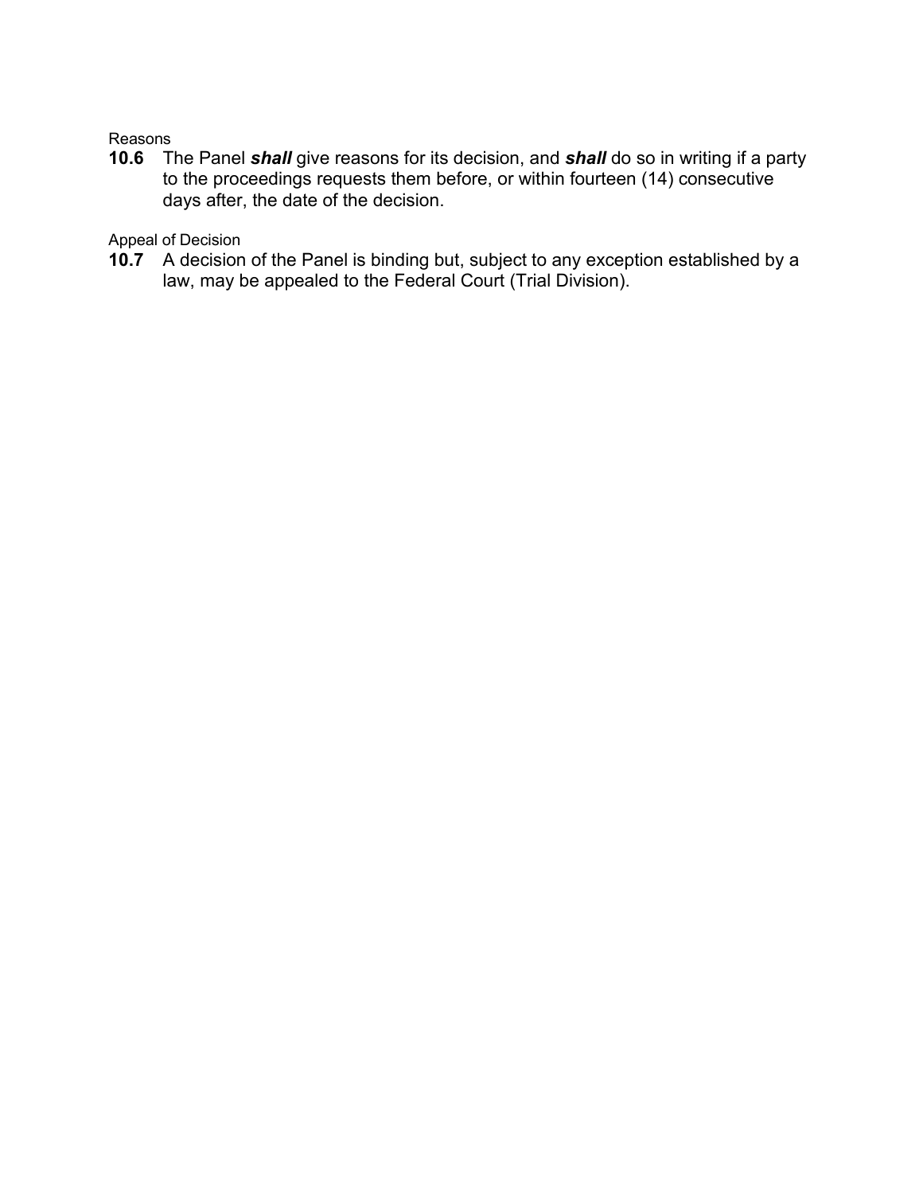Reasons

**10.6** The Panel ***shall*** give reasons for its decision, and ***shall*** do so in writing if a party to the proceedings requests them before, or within fourteen (14) consecutive days after, the date of the decision.

Appeal of Decision

**10.7** A decision of the Panel is binding but, subject to any exception established by a law, may be appealed to the Federal Court (Trial Division).